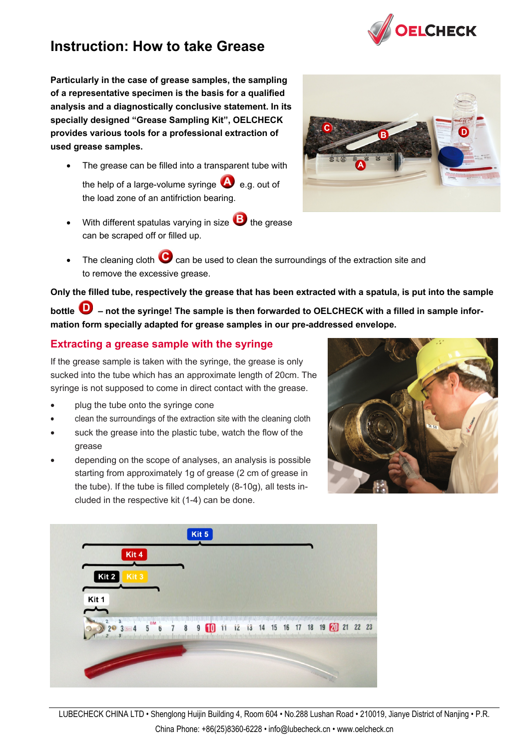# Instruction: How to take Grease

**Particularly in the case of grease samples, the sampling of a representative specimen is the basis for a qualified analysis and a diagnostically conclusive statement. In its specially designed "Grease Sampling Kit", OELCHECK provides various tools for a professional extraction of used grease samples.**

- The grease can be filled into a transparent tube with the help of a large-volume syringe **A** e.g. out of the load zone of an antifriction bearing.
- With different spatulas varying in size **B** the grease can be scraped off or filled up.
- The cleaning cloth **C** can be used to clean the surroundings of the extraction site and to remove the excessive grease.

**Only the filled tube, respectively the grease that has been extracted with a spatula, is put into the sample bottle D – not the syringe! The sample is then forwarded to OELCHECK with a filled in sample information form specially adapted for grease samples in our pre-addressed envelope.**

## Extracting a grease sample with the syringe

If the grease sample is taken with the syringe, the grease is only sucked into the tube which has an approximate length of 20cm. The syringe is not supposed to come in direct contact with the grease.

- plug the tube onto the syringe cone
- clean the surroundings of the extraction site with the cleaning cloth
- suck the grease into the plastic tube, watch the flow of the grease
- depending on the scope of analyses, an analysis is possible starting from approximately 1g of grease (2 cm of grease in the tube). If the tube is filled completely (8-10g), all tests included in the respective kit (1-4) can be done.

LUBECHECK CHINA LTD • Shenglong Huijin Building 4, Room 604 • No.288 Lushan Road • 210019, Jianye District of Nanjing • P.R. China Phone: +86(25)8360-6228 • info@lubecheck.cn • www.oelcheck.cn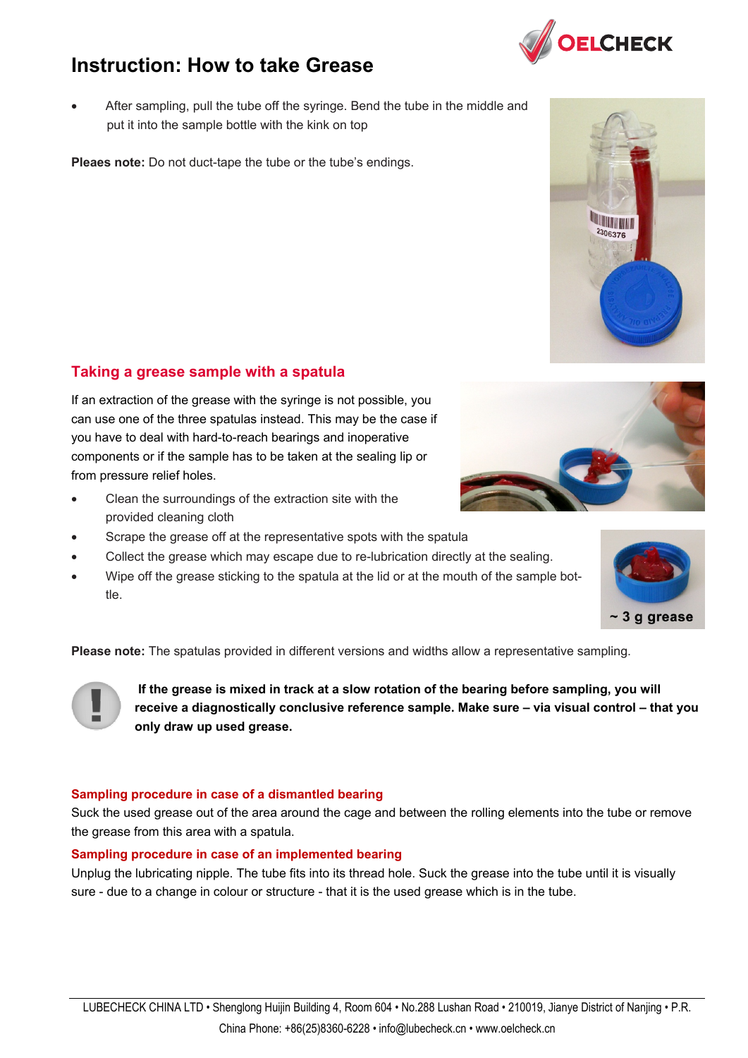# Instruction: How to take Grease

- After sampling, pull the tube off the syringe. Bend the tube in the middle and put it into the sample bottle with the kink on top

**Pleaes note:** Do not duct-tape the tube or the tube's endings.

## Taking a grease sample with a spatula

If an extraction of the grease with the syringe is not possible, you can use one of the three spatulas instead. This may be the case if you have to deal with hard-to-reach bearings and inoperative components or if the sample has to be taken at the sealing lip or from pressure relief holes.

- Clean the surroundings of the extraction site with the provided cleaning cloth
- Scrape the grease off at the representative spots with the spatula
- Collect the grease which may escape due to re-lubrication directly at the sealing.
- Wipe off the grease sticking to the spatula at the lid or at the mouth of the sample bottle.

~ 3 g grease

**Please note:** The spatulas provided in different versions and widths allow a representative sampling.

**If the grease is mixed in track at a slow rotation of the bearing before sampling, you will receive a diagnostically conclusive reference sample. Make sure – via visual control – that you only draw up used grease.**

### Sampling procedure in case of a dismantled bearing

Suck the used grease out of the area around the cage and between the rolling elements into the tube or remove the grease from this area with a spatula.

### Sampling procedure in case of an implemented bearing

Unplug the lubricating nipple. The tube fits into its thread hole. Suck the grease into the tube until it is visually sure - due to a change in colour or structure - that it is the used grease which is in the tube.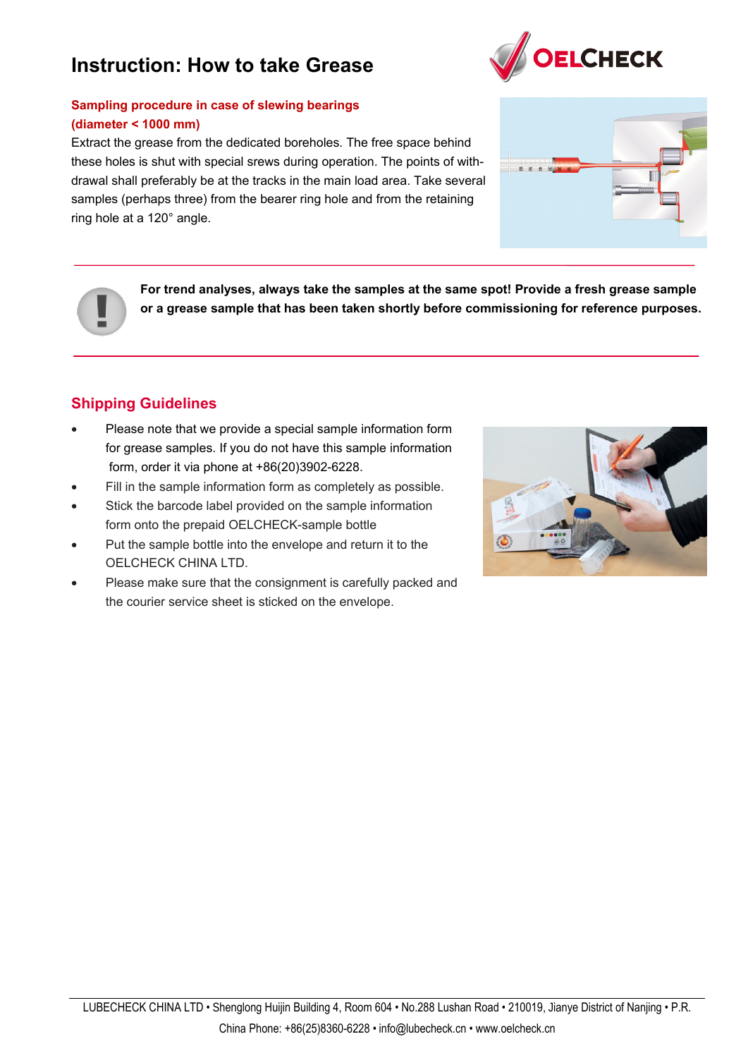# Instruction: How to take Grease

### Sampling procedure in case of slewing bearings (diameter < 1000 mm)

Extract the grease from the dedicated boreholes. The free space behind these holes is shut with special srews during operation. The points of with-drawal shall preferably be at the tracks in the main load area. Take several samples (perhaps three) from the bearer ring hole and from the retaining ring hole at a 120° angle.

**For trend analyses, always take the samples at the same spot! Provide a fresh grease sample or a grease sample that has been taken shortly before commissioning for reference purposes.**

## Shipping Guidelines

- Please note that we provide a special sample information form for grease samples. If you do not have this sample information form, order it via phone at +86(20)3902-6228.
- Fill in the sample information form as completely as possible.
- Stick the barcode label provided on the sample information form onto the prepaid OELCHECK-sample bottle
- Put the sample bottle into the envelope and return it to the OELCHECK CHINA LTD.
- Please make sure that the consignment is carefully packed and the courier service sheet is sticked on the envelope.

LUBECHECK CHINA LTD • Shenglong Huijin Building 4, Room 604 • No.288 Lushan Road • 210019, Jianye District of Nanjing • P.R. China Phone: +86(25)8360-6228 • info@lubecheck.cn • www.oelcheck.cn